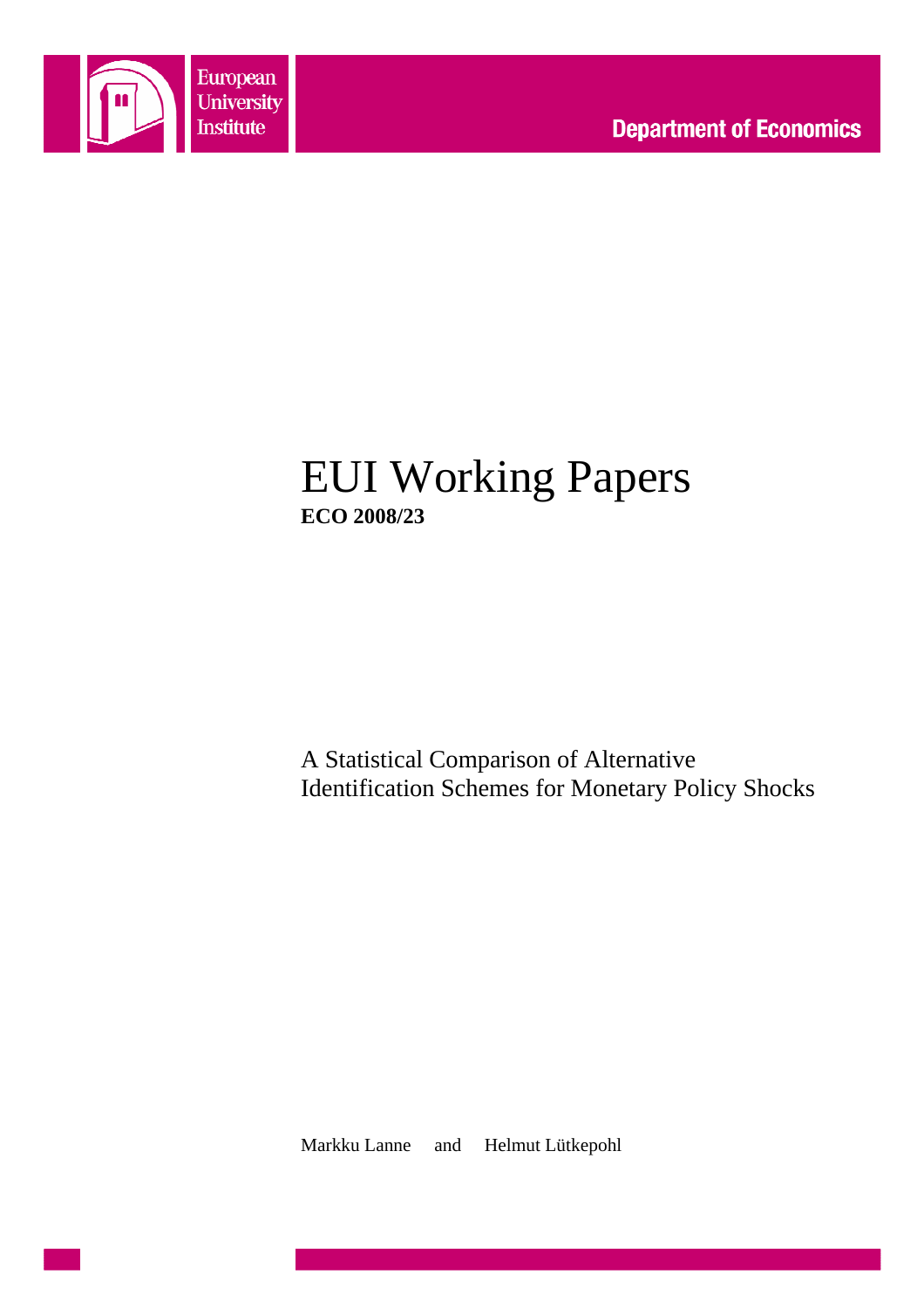European University Institute

Department of Economics

# EUI Working Papers

**ECO 2008/23**

A Statistical Comparison of Alternative Identification Schemes for Monetary Policy Shocks

Markku Lanne and Helmut Lütkepohl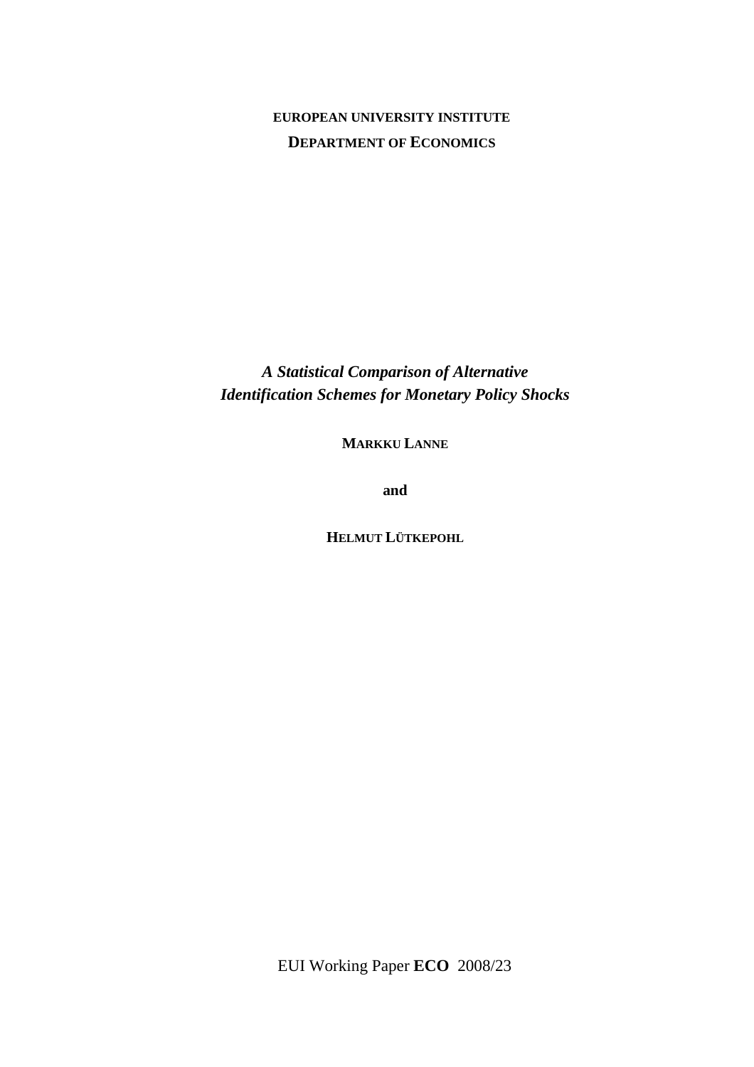**EUROPEAN UNIVERSITY INSTITUTE**

**DEPARTMENT OF ECONOMICS**

# *A Statistical Comparison of Alternative Identification Schemes for Monetary Policy Shocks*

**MARKKU LANNE**

**and**

**HELMUT LÜTKEPOHL**

EUI Working Paper **ECO** 2008/23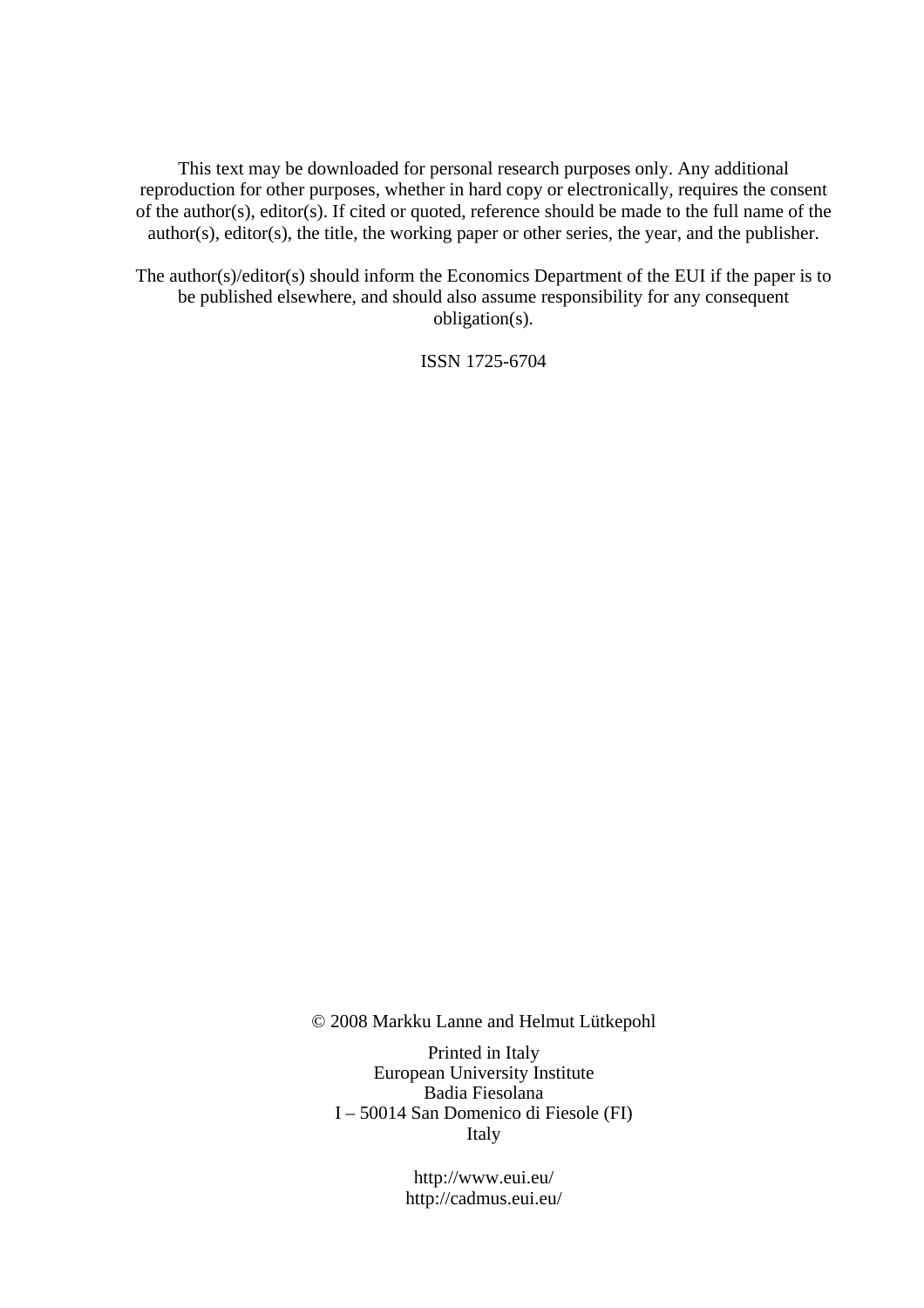This text may be downloaded for personal research purposes only. Any additional reproduction for other purposes, whether in hard copy or electronically, requires the consent of the author(s), editor(s). If cited or quoted, reference should be made to the full name of the author(s), editor(s), the title, the working paper or other series, the year, and the publisher.

The author(s)/editor(s) should inform the Economics Department of the EUI if the paper is to be published elsewhere, and should also assume responsibility for any consequent obligation(s).

ISSN 1725-6704

© 2008 Markku Lanne and Helmut Lütkepohl

Printed in Italy
European University Institute
Badia Fiesolana
I – 50014 San Domenico di Fiesole (FI)
Italy

http://www.eui.eu/
http://cadmus.eui.eu/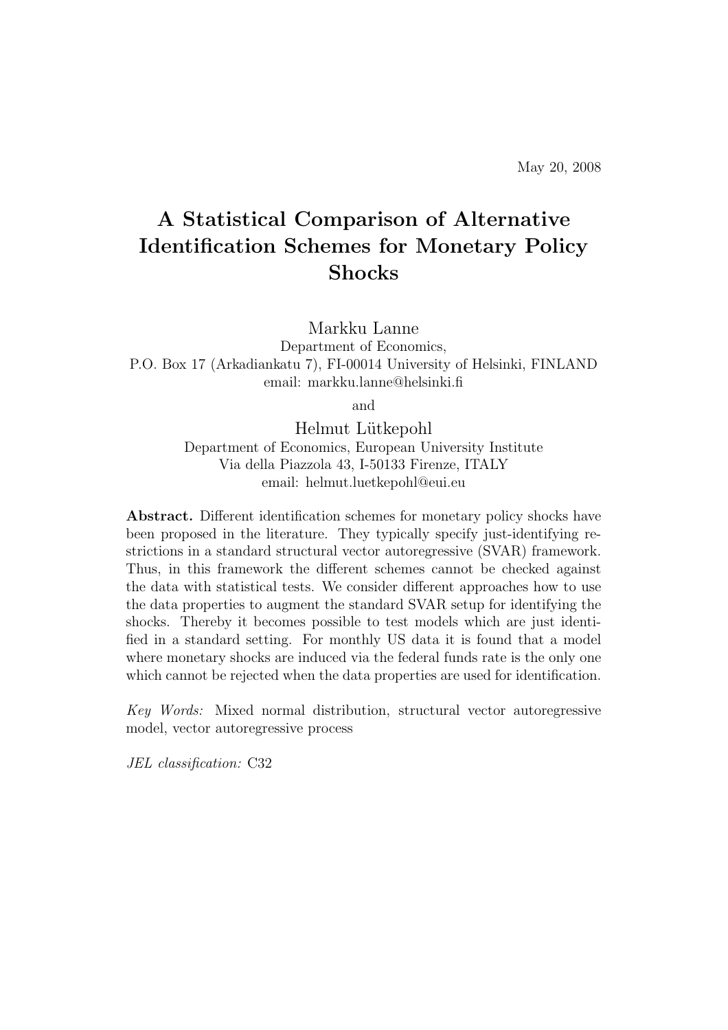May 20, 2008

# A Statistical Comparison of Alternative Identification Schemes for Monetary Policy Shocks

Markku Lanne
Department of Economics,
P.O. Box 17 (Arkadiankatu 7), FI-00014 University of Helsinki, FINLAND
email: markku.lanne@helsinki.fi

and

Helmut Lütkepohl
Department of Economics, European University Institute
Via della Piazzola 43, I-50133 Firenze, ITALY
email: helmut.luetkepohl@eui.eu

**Abstract.** Different identification schemes for monetary policy shocks have been proposed in the literature. They typically specify just-identifying restrictions in a standard structural vector autoregressive (SVAR) framework. Thus, in this framework the different schemes cannot be checked against the data with statistical tests. We consider different approaches how to use the data properties to augment the standard SVAR setup for identifying the shocks. Thereby it becomes possible to test models which are just identified in a standard setting. For monthly US data it is found that a model where monetary shocks are induced via the federal funds rate is the only one which cannot be rejected when the data properties are used for identification.

*Key Words:* Mixed normal distribution, structural vector autoregressive model, vector autoregressive process

*JEL classification:* C32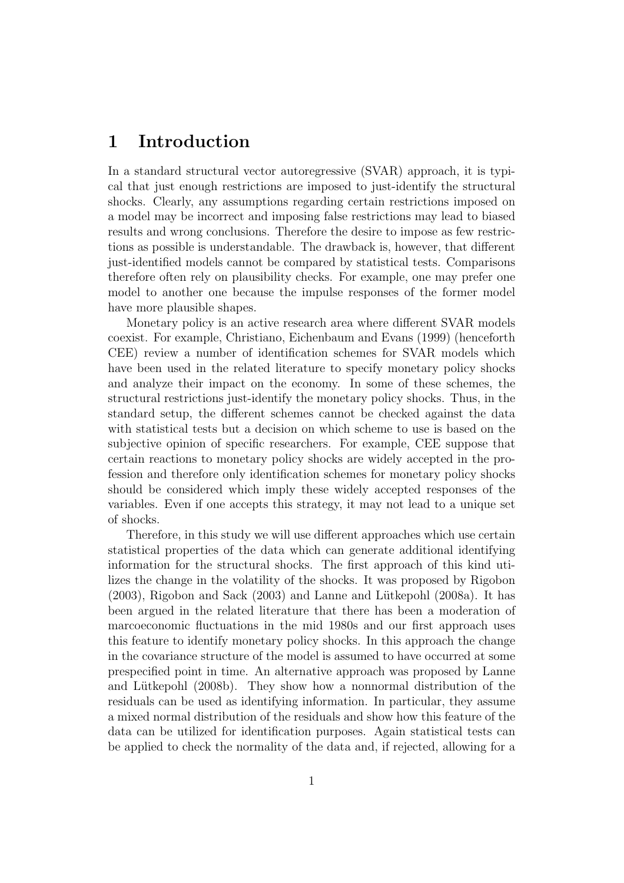# 1 Introduction

In a standard structural vector autoregressive (SVAR) approach, it is typical that just enough restrictions are imposed to just-identify the structural shocks. Clearly, any assumptions regarding certain restrictions imposed on a model may be incorrect and imposing false restrictions may lead to biased results and wrong conclusions. Therefore the desire to impose as few restrictions as possible is understandable. The drawback is, however, that different just-identified models cannot be compared by statistical tests. Comparisons therefore often rely on plausibility checks. For example, one may prefer one model to another one because the impulse responses of the former model have more plausible shapes.

Monetary policy is an active research area where different SVAR models coexist. For example, Christiano, Eichenbaum and Evans (1999) (henceforth CEE) review a number of identification schemes for SVAR models which have been used in the related literature to specify monetary policy shocks and analyze their impact on the economy. In some of these schemes, the structural restrictions just-identify the monetary policy shocks. Thus, in the standard setup, the different schemes cannot be checked against the data with statistical tests but a decision on which scheme to use is based on the subjective opinion of specific researchers. For example, CEE suppose that certain reactions to monetary policy shocks are widely accepted in the profession and therefore only identification schemes for monetary policy shocks should be considered which imply these widely accepted responses of the variables. Even if one accepts this strategy, it may not lead to a unique set of shocks.

Therefore, in this study we will use different approaches which use certain statistical properties of the data which can generate additional identifying information for the structural shocks. The first approach of this kind utilizes the change in the volatility of the shocks. It was proposed by Rigobon (2003), Rigobon and Sack (2003) and Lanne and Lütkepohl (2008a). It has been argued in the related literature that there has been a moderation of marcoeconomic fluctuations in the mid 1980s and our first approach uses this feature to identify monetary policy shocks. In this approach the change in the covariance structure of the model is assumed to have occurred at some prespecified point in time. An alternative approach was proposed by Lanne and Lütkepohl (2008b). They show how a nonnormal distribution of the residuals can be used as identifying information. In particular, they assume a mixed normal distribution of the residuals and show how this feature of the data can be utilized for identification purposes. Again statistical tests can be applied to check the normality of the data and, if rejected, allowing for a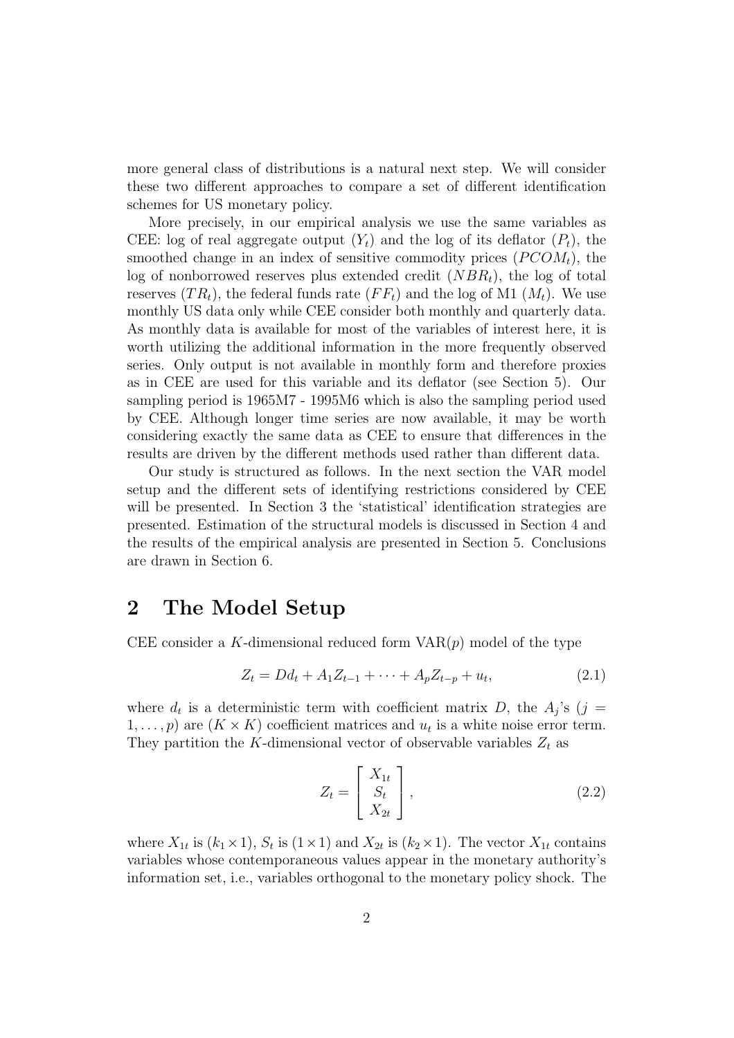more general class of distributions is a natural next step. We will consider these two different approaches to compare a set of different identification schemes for US monetary policy.

More precisely, in our empirical analysis we use the same variables as CEE: log of real aggregate output ($Y_t$) and the log of its deflator ($P_t$), the smoothed change in an index of sensitive commodity prices ($PCOM_t$), the log of nonborrowed reserves plus extended credit ($NBR_t$), the log of total reserves ($TR_t$), the federal funds rate ($FF_t$) and the log of M1 ($M_t$). We use monthly US data only while CEE consider both monthly and quarterly data. As monthly data is available for most of the variables of interest here, it is worth utilizing the additional information in the more frequently observed series. Only output is not available in monthly form and therefore proxies as in CEE are used for this variable and its deflator (see Section 5). Our sampling period is 1965M7 - 1995M6 which is also the sampling period used by CEE. Although longer time series are now available, it may be worth considering exactly the same data as CEE to ensure that differences in the results are driven by the different methods used rather than different data.

Our study is structured as follows. In the next section the VAR model setup and the different sets of identifying restrictions considered by CEE will be presented. In Section 3 the 'statistical' identification strategies are presented. Estimation of the structural models is discussed in Section 4 and the results of the empirical analysis are presented in Section 5. Conclusions are drawn in Section 6.

## 2 The Model Setup

CEE consider a $K$-dimensional reduced form VAR($p$) model of the type

$$Z_t = Dd_t + A_1 Z_{t-1} + \cdots + A_p Z_{t-p} + u_t, \tag{2.1}$$

where $d_t$ is a deterministic term with coefficient matrix $D$, the $A_j$'s ($j = 1, \ldots, p$) are ($K \times K$) coefficient matrices and $u_t$ is a white noise error term. They partition the $K$-dimensional vector of observable variables $Z_t$ as

$$Z_t = \begin{bmatrix} X_{1t} \\ S_t \\ X_{2t} \end{bmatrix}, \tag{2.2}$$

where $X_{1t}$ is ($k_1 \times 1$), $S_t$ is ($1 \times 1$) and $X_{2t}$ is ($k_2 \times 1$). The vector $X_{1t}$ contains variables whose contemporaneous values appear in the monetary authority's information set, i.e., variables orthogonal to the monetary policy shock. The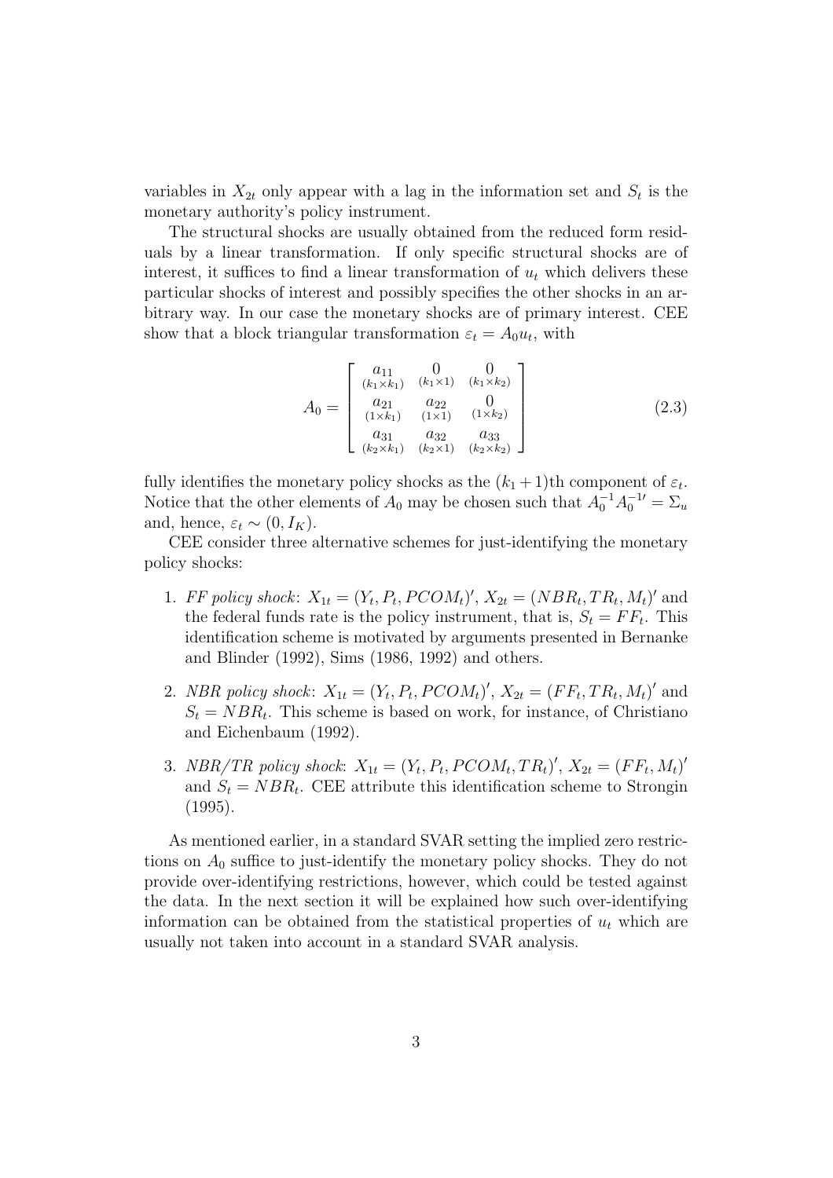variables in $X_{2t}$ only appear with a lag in the information set and $S_t$ is the monetary authority's policy instrument.

The structural shocks are usually obtained from the reduced form residuals by a linear transformation. If only specific structural shocks are of interest, it suffices to find a linear transformation of $u_t$ which delivers these particular shocks of interest and possibly specifies the other shocks in an arbitrary way. In our case the monetary shocks are of primary interest. CEE show that a block triangular transformation $\varepsilon_t = A_0 u_t$, with

$$A_0 = \begin{bmatrix} \underset{(k_1 \times k_1)}{a_{11}} & \underset{(k_1 \times 1)}{0} & \underset{(k_1 \times k_2)}{0} \\ \underset{(1 \times k_1)}{a_{21}} & \underset{(1 \times 1)}{a_{22}} & \underset{(1 \times k_2)}{0} \\ \underset{(k_2 \times k_1)}{a_{31}} & \underset{(k_2 \times 1)}{a_{32}} & \underset{(k_2 \times k_2)}{a_{33}} \end{bmatrix} \tag{2.3}$$

fully identifies the monetary policy shocks as the $(k_1+1)$th component of $\varepsilon_t$. Notice that the other elements of $A_0$ may be chosen such that $A_0^{-1} A_0^{-1\prime} = \Sigma_u$ and, hence, $\varepsilon_t \sim (0, I_K)$.

CEE consider three alternative schemes for just-identifying the monetary policy shocks:

1. *FF policy shock*: $X_{1t} = (Y_t, P_t, PCOM_t)'$, $X_{2t} = (NBR_t, TR_t, M_t)'$ and the federal funds rate is the policy instrument, that is, $S_t = FF_t$. This identification scheme is motivated by arguments presented in Bernanke and Blinder (1992), Sims (1986, 1992) and others.

2. *NBR policy shock*: $X_{1t} = (Y_t, P_t, PCOM_t)'$, $X_{2t} = (FF_t, TR_t, M_t)'$ and $S_t = NBR_t$. This scheme is based on work, for instance, of Christiano and Eichenbaum (1992).

3. *NBR/TR policy shock*: $X_{1t} = (Y_t, P_t, PCOM_t, TR_t)'$, $X_{2t} = (FF_t, M_t)'$ and $S_t = NBR_t$. CEE attribute this identification scheme to Strongin (1995).

As mentioned earlier, in a standard SVAR setting the implied zero restrictions on $A_0$ suffice to just-identify the monetary policy shocks. They do not provide over-identifying restrictions, however, which could be tested against the data. In the next section it will be explained how such over-identifying information can be obtained from the statistical properties of $u_t$ which are usually not taken into account in a standard SVAR analysis.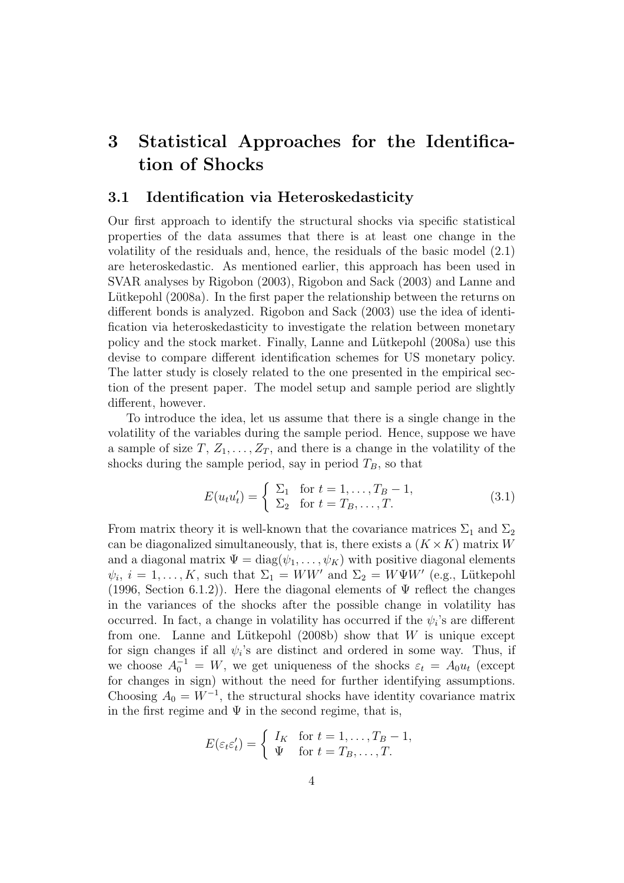# 3 Statistical Approaches for the Identification of Shocks

## 3.1 Identification via Heteroskedasticity

Our first approach to identify the structural shocks via specific statistical properties of the data assumes that there is at least one change in the volatility of the residuals and, hence, the residuals of the basic model (2.1) are heteroskedastic. As mentioned earlier, this approach has been used in SVAR analyses by Rigobon (2003), Rigobon and Sack (2003) and Lanne and Lütkepohl (2008a). In the first paper the relationship between the returns on different bonds is analyzed. Rigobon and Sack (2003) use the idea of identification via heteroskedasticity to investigate the relation between monetary policy and the stock market. Finally, Lanne and Lütkepohl (2008a) use this devise to compare different identification schemes for US monetary policy. The latter study is closely related to the one presented in the empirical section of the present paper. The model setup and sample period are slightly different, however.

To introduce the idea, let us assume that there is a single change in the volatility of the variables during the sample period. Hence, suppose we have a sample of size $T$, $Z_1, \dots, Z_T$, and there is a change in the volatility of the shocks during the sample period, say in period $T_B$, so that

$$E(u_t u_t') = \begin{cases} \Sigma_1 & \text{for } t = 1, \dots, T_B - 1, \\ \Sigma_2 & \text{for } t = T_B, \dots, T. \end{cases} \tag{3.1}$$

From matrix theory it is well-known that the covariance matrices $\Sigma_1$ and $\Sigma_2$ can be diagonalized simultaneously, that is, there exists a $(K \times K)$ matrix $W$ and a diagonal matrix $\Psi = \text{diag}(\psi_1, \dots, \psi_K)$ with positive diagonal elements $\psi_i$, $i = 1, \dots, K$, such that $\Sigma_1 = WW'$ and $\Sigma_2 = W\Psi W'$ (e.g., Lütkepohl (1996, Section 6.1.2)). Here the diagonal elements of $\Psi$ reflect the changes in the variances of the shocks after the possible change in volatility has occurred. In fact, a change in volatility has occurred if the $\psi_i$'s are different from one. Lanne and Lütkepohl (2008b) show that $W$ is unique except for sign changes if all $\psi_i$'s are distinct and ordered in some way. Thus, if we choose $A_0^{-1} = W$, we get uniqueness of the shocks $\varepsilon_t = A_0 u_t$ (except for changes in sign) without the need for further identifying assumptions. Choosing $A_0 = W^{-1}$, the structural shocks have identity covariance matrix in the first regime and $\Psi$ in the second regime, that is,

$$E(\varepsilon_t \varepsilon_t') = \begin{cases} I_K & \text{for } t = 1, \dots, T_B - 1, \\ \Psi & \text{for } t = T_B, \dots, T. \end{cases}$$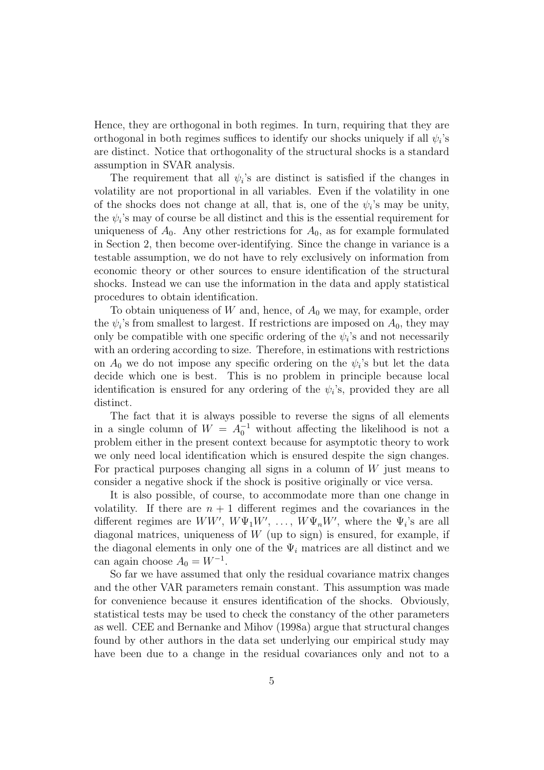Hence, they are orthogonal in both regimes. In turn, requiring that they are orthogonal in both regimes suffices to identify our shocks uniquely if all $\psi_i$'s are distinct. Notice that orthogonality of the structural shocks is a standard assumption in SVAR analysis.

The requirement that all $\psi_i$'s are distinct is satisfied if the changes in volatility are not proportional in all variables. Even if the volatility in one of the shocks does not change at all, that is, one of the $\psi_i$'s may be unity, the $\psi_i$'s may of course be all distinct and this is the essential requirement for uniqueness of $A_0$. Any other restrictions for $A_0$, as for example formulated in Section 2, then become over-identifying. Since the change in variance is a testable assumption, we do not have to rely exclusively on information from economic theory or other sources to ensure identification of the structural shocks. Instead we can use the information in the data and apply statistical procedures to obtain identification.

To obtain uniqueness of $W$ and, hence, of $A_0$ we may, for example, order the $\psi_i$'s from smallest to largest. If restrictions are imposed on $A_0$, they may only be compatible with one specific ordering of the $\psi_i$'s and not necessarily with an ordering according to size. Therefore, in estimations with restrictions on $A_0$ we do not impose any specific ordering on the $\psi_i$'s but let the data decide which one is best. This is no problem in principle because local identification is ensured for any ordering of the $\psi_i$'s, provided they are all distinct.

The fact that it is always possible to reverse the signs of all elements in a single column of $W = A_0^{-1}$ without affecting the likelihood is not a problem either in the present context because for asymptotic theory to work we only need local identification which is ensured despite the sign changes. For practical purposes changing all signs in a column of $W$ just means to consider a negative shock if the shock is positive originally or vice versa.

It is also possible, of course, to accommodate more than one change in volatility. If there are $n+1$ different regimes and the covariances in the different regimes are $WW'$, $W\Psi_1 W'$, $\dots$, $W\Psi_n W'$, where the $\Psi_i$'s are all diagonal matrices, uniqueness of $W$ (up to sign) is ensured, for example, if the diagonal elements in only one of the $\Psi_i$ matrices are all distinct and we can again choose $A_0 = W^{-1}$.

So far we have assumed that only the residual covariance matrix changes and the other VAR parameters remain constant. This assumption was made for convenience because it ensures identification of the shocks. Obviously, statistical tests may be used to check the constancy of the other parameters as well. CEE and Bernanke and Mihov (1998a) argue that structural changes found by other authors in the data set underlying our empirical study may have been due to a change in the residual covariances only and not to a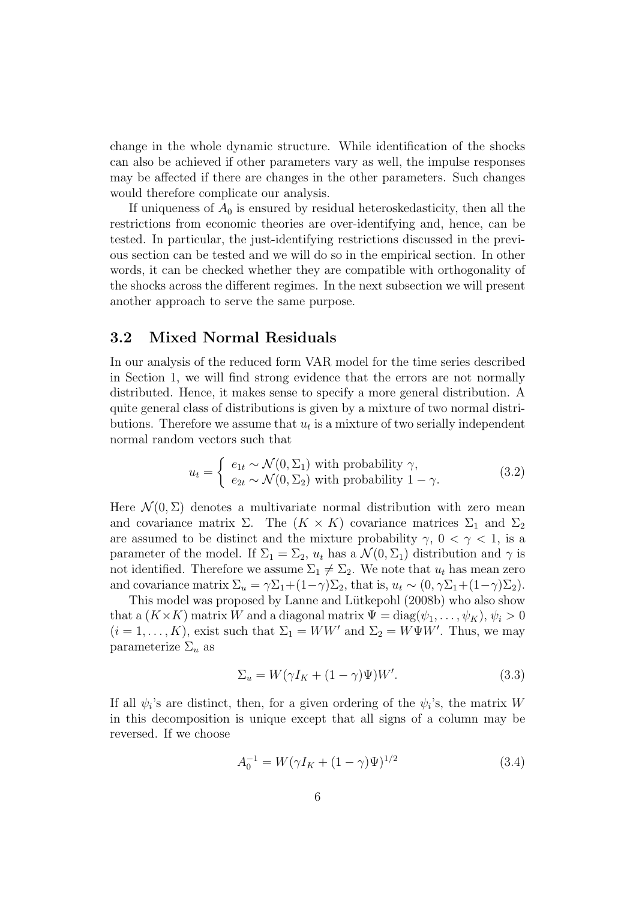change in the whole dynamic structure. While identification of the shocks can also be achieved if other parameters vary as well, the impulse responses may be affected if there are changes in the other parameters. Such changes would therefore complicate our analysis.

If uniqueness of $A_0$ is ensured by residual heteroskedasticity, then all the restrictions from economic theories are over-identifying and, hence, can be tested. In particular, the just-identifying restrictions discussed in the previous section can be tested and we will do so in the empirical section. In other words, it can be checked whether they are compatible with orthogonality of the shocks across the different regimes. In the next subsection we will present another approach to serve the same purpose.

### 3.2 Mixed Normal Residuals

In our analysis of the reduced form VAR model for the time series described in Section 1, we will find strong evidence that the errors are not normally distributed. Hence, it makes sense to specify a more general distribution. A quite general class of distributions is given by a mixture of two normal distributions. Therefore we assume that $u_t$ is a mixture of two serially independent normal random vectors such that

$$u_t = \begin{cases} e_{1t} \sim \mathcal{N}(0, \Sigma_1) \text{ with probability } \gamma, \\ e_{2t} \sim \mathcal{N}(0, \Sigma_2) \text{ with probability } 1 - \gamma. \end{cases} \tag{3.2}$$

Here $\mathcal{N}(0, \Sigma)$ denotes a multivariate normal distribution with zero mean and covariance matrix $\Sigma$. The $(K \times K)$ covariance matrices $\Sigma_1$ and $\Sigma_2$ are assumed to be distinct and the mixture probability $\gamma$, $0 < \gamma < 1$, is a parameter of the model. If $\Sigma_1 = \Sigma_2$, $u_t$ has a $\mathcal{N}(0, \Sigma_1)$ distribution and $\gamma$ is not identified. Therefore we assume $\Sigma_1 \neq \Sigma_2$. We note that $u_t$ has mean zero and covariance matrix $\Sigma_u = \gamma\Sigma_1 + (1-\gamma)\Sigma_2$, that is, $u_t \sim (0, \gamma\Sigma_1 + (1-\gamma)\Sigma_2)$.

This model was proposed by Lanne and Lütkepohl (2008b) who also show that a $(K \times K)$ matrix $W$ and a diagonal matrix $\Psi = \text{diag}(\psi_1, \ldots, \psi_K)$, $\psi_i > 0$ $(i = 1, \ldots, K)$, exist such that $\Sigma_1 = WW'$ and $\Sigma_2 = W\Psi W'$. Thus, we may parameterize $\Sigma_u$ as

$$\Sigma_u = W(\gamma I_K + (1-\gamma)\Psi)W'. \tag{3.3}$$

If all $\psi_i$'s are distinct, then, for a given ordering of the $\psi_i$'s, the matrix $W$ in this decomposition is unique except that all signs of a column may be reversed. If we choose

$$A_0^{-1} = W(\gamma I_K + (1-\gamma)\Psi)^{1/2} \tag{3.4}$$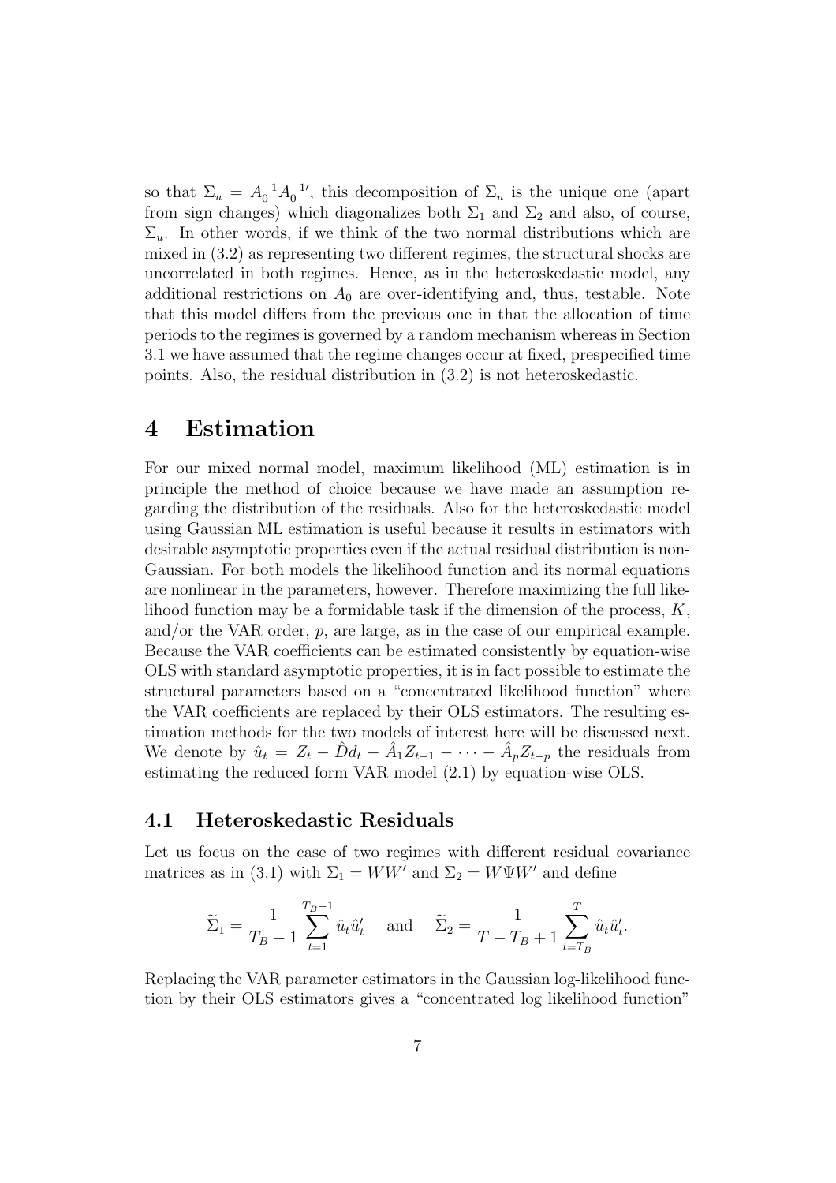so that $\Sigma_u = A_0^{-1}A_0^{-1\prime}$, this decomposition of $\Sigma_u$ is the unique one (apart from sign changes) which diagonalizes both $\Sigma_1$ and $\Sigma_2$ and also, of course, $\Sigma_u$. In other words, if we think of the two normal distributions which are mixed in (3.2) as representing two different regimes, the structural shocks are uncorrelated in both regimes. Hence, as in the heteroskedastic model, any additional restrictions on $A_0$ are over-identifying and, thus, testable. Note that this model differs from the previous one in that the allocation of time periods to the regimes is governed by a random mechanism whereas in Section 3.1 we have assumed that the regime changes occur at fixed, prespecified time points. Also, the residual distribution in (3.2) is not heteroskedastic.

# 4 Estimation

For our mixed normal model, maximum likelihood (ML) estimation is in principle the method of choice because we have made an assumption regarding the distribution of the residuals. Also for the heteroskedastic model using Gaussian ML estimation is useful because it results in estimators with desirable asymptotic properties even if the actual residual distribution is non-Gaussian. For both models the likelihood function and its normal equations are nonlinear in the parameters, however. Therefore maximizing the full likelihood function may be a formidable task if the dimension of the process, $K$, and/or the VAR order, $p$, are large, as in the case of our empirical example. Because the VAR coefficients can be estimated consistently by equation-wise OLS with standard asymptotic properties, it is in fact possible to estimate the structural parameters based on a "concentrated likelihood function" where the VAR coefficients are replaced by their OLS estimators. The resulting estimation methods for the two models of interest here will be discussed next. We denote by $\hat{u}_t = Z_t - \hat{D}d_t - \hat{A}_1 Z_{t-1} - \cdots - \hat{A}_p Z_{t-p}$ the residuals from estimating the reduced form VAR model (2.1) by equation-wise OLS.

## 4.1 Heteroskedastic Residuals

Let us focus on the case of two regimes with different residual covariance matrices as in (3.1) with $\Sigma_1 = WW'$ and $\Sigma_2 = W\Psi W'$ and define

$$\widetilde{\Sigma}_1 = \frac{1}{T_B - 1}\sum_{t=1}^{T_B-1} \hat{u}_t \hat{u}_t' \quad \text{and} \quad \widetilde{\Sigma}_2 = \frac{1}{T - T_B + 1}\sum_{t=T_B}^{T} \hat{u}_t \hat{u}_t'.$$

Replacing the VAR parameter estimators in the Gaussian log-likelihood function by their OLS estimators gives a "concentrated log likelihood function"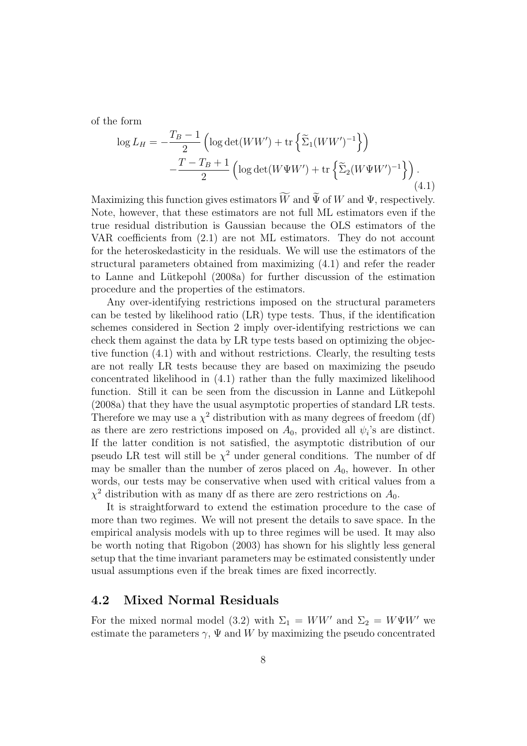of the form

$$\log L_H = -\frac{T_B - 1}{2}\left(\log\det(WW') + \mathrm{tr}\left\{\widetilde{\Sigma}_1(WW')^{-1}\right\}\right) \\ -\frac{T - T_B + 1}{2}\left(\log\det(W\Psi W') + \mathrm{tr}\left\{\widetilde{\Sigma}_2(W\Psi W')^{-1}\right\}\right). \tag{4.1}$$

Maximizing this function gives estimators $\widetilde{W}$ and $\widetilde{\Psi}$ of $W$ and $\Psi$, respectively. Note, however, that these estimators are not full ML estimators even if the true residual distribution is Gaussian because the OLS estimators of the VAR coefficients from (2.1) are not ML estimators. They do not account for the heteroskedasticity in the residuals. We will use the estimators of the structural parameters obtained from maximizing (4.1) and refer the reader to Lanne and Lütkepohl (2008a) for further discussion of the estimation procedure and the properties of the estimators.

Any over-identifying restrictions imposed on the structural parameters can be tested by likelihood ratio (LR) type tests. Thus, if the identification schemes considered in Section 2 imply over-identifying restrictions we can check them against the data by LR type tests based on optimizing the objective function (4.1) with and without restrictions. Clearly, the resulting tests are not really LR tests because they are based on maximizing the pseudo concentrated likelihood in (4.1) rather than the fully maximized likelihood function. Still it can be seen from the discussion in Lanne and Lütkepohl (2008a) that they have the usual asymptotic properties of standard LR tests. Therefore we may use a $\chi^2$ distribution with as many degrees of freedom (df) as there are zero restrictions imposed on $A_0$, provided all $\psi_i$'s are distinct. If the latter condition is not satisfied, the asymptotic distribution of our pseudo LR test will still be $\chi^2$ under general conditions. The number of df may be smaller than the number of zeros placed on $A_0$, however. In other words, our tests may be conservative when used with critical values from a $\chi^2$ distribution with as many df as there are zero restrictions on $A_0$.

It is straightforward to extend the estimation procedure to the case of more than two regimes. We will not present the details to save space. In the empirical analysis models with up to three regimes will be used. It may also be worth noting that Rigobon (2003) has shown for his slightly less general setup that the time invariant parameters may be estimated consistently under usual assumptions even if the break times are fixed incorrectly.

### 4.2 Mixed Normal Residuals

For the mixed normal model (3.2) with $\Sigma_1 = WW'$ and $\Sigma_2 = W\Psi W'$ we estimate the parameters $\gamma$, $\Psi$ and $W$ by maximizing the pseudo concentrated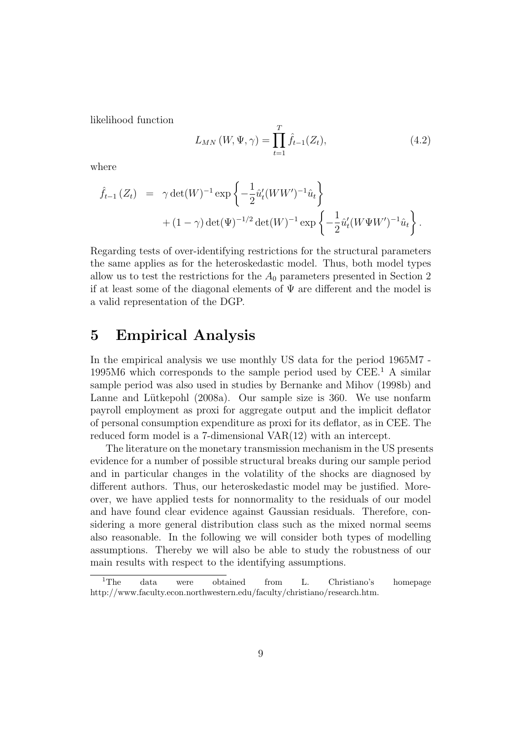likelihood function

$$L_{MN}(W, \Psi, \gamma) = \prod_{t=1}^{T} \hat{f}_{t-1}(Z_t), \tag{4.2}$$

where

$$\begin{aligned} \hat{f}_{t-1}(Z_t) &= \gamma \det(W)^{-1} \exp\left\{-\frac{1}{2}\hat{u}_t'(WW')^{-1}\hat{u}_t\right\} \\ &\quad + (1-\gamma)\det(\Psi)^{-1/2}\det(W)^{-1}\exp\left\{-\frac{1}{2}\hat{u}_t'(W\Psi W')^{-1}\hat{u}_t\right\}. \end{aligned}$$

Regarding tests of over-identifying restrictions for the structural parameters the same applies as for the heteroskedastic model. Thus, both model types allow us to test the restrictions for the $A_0$ parameters presented in Section 2 if at least some of the diagonal elements of $\Psi$ are different and the model is a valid representation of the DGP.

# 5 Empirical Analysis

In the empirical analysis we use monthly US data for the period 1965M7 - 1995M6 which corresponds to the sample period used by CEE.[1] A similar sample period was also used in studies by Bernanke and Mihov (1998b) and Lanne and Lütkepohl (2008a). Our sample size is 360. We use nonfarm payroll employment as proxi for aggregate output and the implicit deflator of personal consumption expenditure as proxi for its deflator, as in CEE. The reduced form model is a 7-dimensional VAR(12) with an intercept.

The literature on the monetary transmission mechanism in the US presents evidence for a number of possible structural breaks during our sample period and in particular changes in the volatility of the shocks are diagnosed by different authors. Thus, our heteroskedastic model may be justified. Moreover, we have applied tests for nonnormality to the residuals of our model and have found clear evidence against Gaussian residuals. Therefore, considering a more general distribution class such as the mixed normal seems also reasonable. In the following we will consider both types of modelling assumptions. Thereby we will also be able to study the robustness of our main results with respect to the identifying assumptions.

[1] The data were obtained from L. Christiano's homepage http://www.faculty.econ.northwestern.edu/faculty/christiano/research.htm.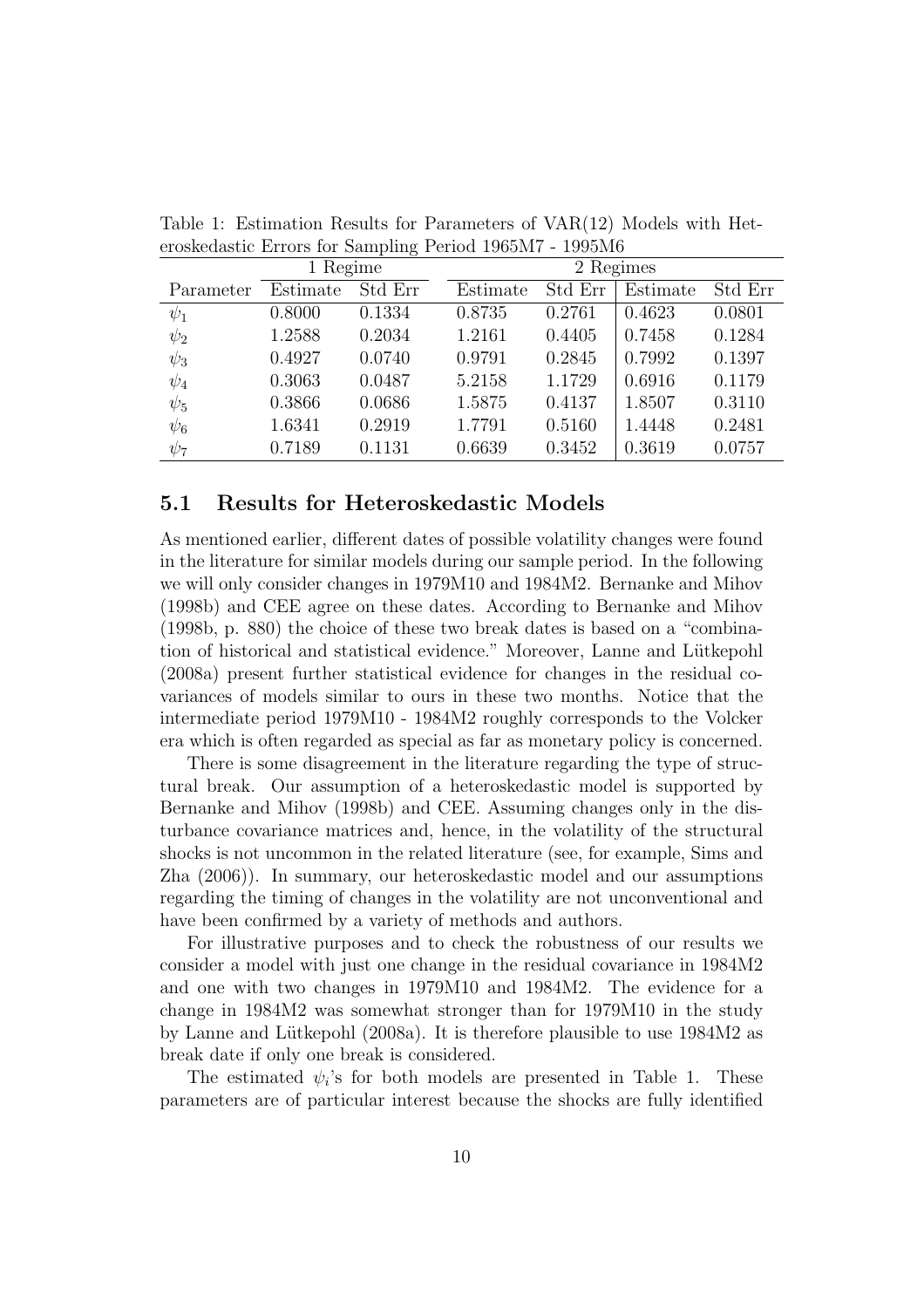Table 1: Estimation Results for Parameters of VAR(12) Models with Heteroskedastic Errors for Sampling Period 1965M7 - 1995M6

| | 1 Regime | | 2 Regimes | | | |
|---|---|---|---|---|---|---|
| Parameter | Estimate | Std Err | Estimate | Std Err | Estimate | Std Err |
| $\psi_1$ | 0.8000 | 0.1334 | 0.8735 | 0.2761 | 0.4623 | 0.0801 |
| $\psi_2$ | 1.2588 | 0.2034 | 1.2161 | 0.4405 | 0.7458 | 0.1284 |
| $\psi_3$ | 0.4927 | 0.0740 | 0.9791 | 0.2845 | 0.7992 | 0.1397 |
| $\psi_4$ | 0.3063 | 0.0487 | 5.2158 | 1.1729 | 0.6916 | 0.1179 |
| $\psi_5$ | 0.3866 | 0.0686 | 1.5875 | 0.4137 | 1.8507 | 0.3110 |
| $\psi_6$ | 1.6341 | 0.2919 | 1.7791 | 0.5160 | 1.4448 | 0.2481 |
| $\psi_7$ | 0.7189 | 0.1131 | 0.6639 | 0.3452 | 0.3619 | 0.0757 |

## 5.1 Results for Heteroskedastic Models

As mentioned earlier, different dates of possible volatility changes were found in the literature for similar models during our sample period. In the following we will only consider changes in 1979M10 and 1984M2. Bernanke and Mihov (1998b) and CEE agree on these dates. According to Bernanke and Mihov (1998b, p. 880) the choice of these two break dates is based on a "combination of historical and statistical evidence." Moreover, Lanne and Lütkepohl (2008a) present further statistical evidence for changes in the residual covariances of models similar to ours in these two months. Notice that the intermediate period 1979M10 - 1984M2 roughly corresponds to the Volcker era which is often regarded as special as far as monetary policy is concerned.

There is some disagreement in the literature regarding the type of structural break. Our assumption of a heteroskedastic model is supported by Bernanke and Mihov (1998b) and CEE. Assuming changes only in the disturbance covariance matrices and, hence, in the volatility of the structural shocks is not uncommon in the related literature (see, for example, Sims and Zha (2006)). In summary, our heteroskedastic model and our assumptions regarding the timing of changes in the volatility are not unconventional and have been confirmed by a variety of methods and authors.

For illustrative purposes and to check the robustness of our results we consider a model with just one change in the residual covariance in 1984M2 and one with two changes in 1979M10 and 1984M2. The evidence for a change in 1984M2 was somewhat stronger than for 1979M10 in the study by Lanne and Lütkepohl (2008a). It is therefore plausible to use 1984M2 as break date if only one break is considered.

The estimated $\psi_i$'s for both models are presented in Table 1. These parameters are of particular interest because the shocks are fully identified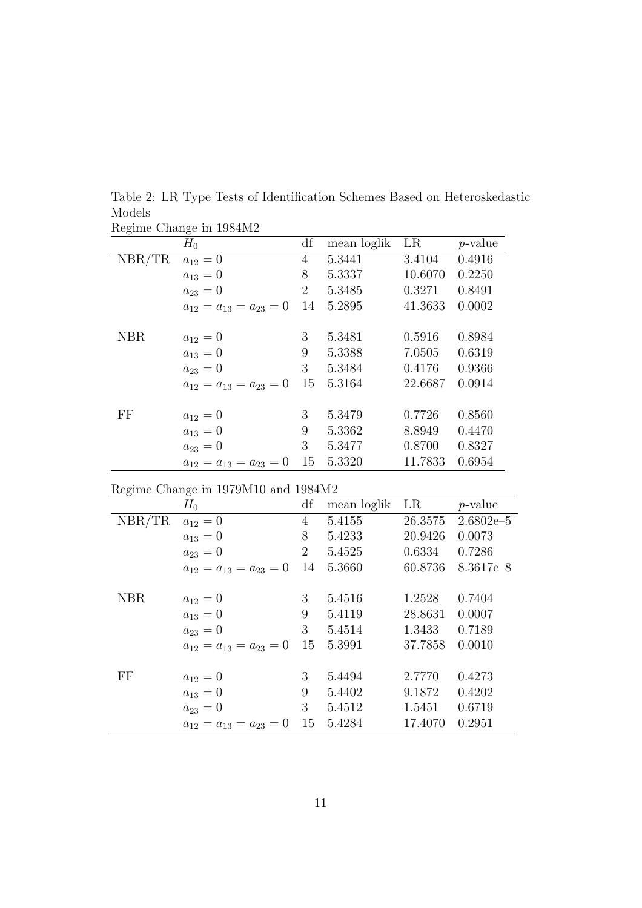Table 2: LR Type Tests of Identification Schemes Based on Heteroskedastic Models

Regime Change in 1984M2

| | $H_0$ | df | mean loglik | LR | $p$-value |
|---|---|---|---|---|---|
| NBR/TR | $a_{12} = 0$ | 4 | 5.3441 | 3.4104 | 0.4916 |
| | $a_{13} = 0$ | 8 | 5.3337 | 10.6070 | 0.2250 |
| | $a_{23} = 0$ | 2 | 5.3485 | 0.3271 | 0.8491 |
| | $a_{12} = a_{13} = a_{23} = 0$ | 14 | 5.2895 | 41.3633 | 0.0002 |
| NBR | $a_{12} = 0$ | 3 | 5.3481 | 0.5916 | 0.8984 |
| | $a_{13} = 0$ | 9 | 5.3388 | 7.0505 | 0.6319 |
| | $a_{23} = 0$ | 3 | 5.3484 | 0.4176 | 0.9366 |
| | $a_{12} = a_{13} = a_{23} = 0$ | 15 | 5.3164 | 22.6687 | 0.0914 |
| FF | $a_{12} = 0$ | 3 | 5.3479 | 0.7726 | 0.8560 |
| | $a_{13} = 0$ | 9 | 5.3362 | 8.8949 | 0.4470 |
| | $a_{23} = 0$ | 3 | 5.3477 | 0.8700 | 0.8327 |
| | $a_{12} = a_{13} = a_{23} = 0$ | 15 | 5.3320 | 11.7833 | 0.6954 |

Regime Change in 1979M10 and 1984M2

| | $H_0$ | df | mean loglik | LR | $p$-value |
|---|---|---|---|---|---|
| NBR/TR | $a_{12} = 0$ | 4 | 5.4155 | 26.3575 | 2.6802e–5 |
| | $a_{13} = 0$ | 8 | 5.4233 | 20.9426 | 0.0073 |
| | $a_{23} = 0$ | 2 | 5.4525 | 0.6334 | 0.7286 |
| | $a_{12} = a_{13} = a_{23} = 0$ | 14 | 5.3660 | 60.8736 | 8.3617e–8 |
| NBR | $a_{12} = 0$ | 3 | 5.4516 | 1.2528 | 0.7404 |
| | $a_{13} = 0$ | 9 | 5.4119 | 28.8631 | 0.0007 |
| | $a_{23} = 0$ | 3 | 5.4514 | 1.3433 | 0.7189 |
| | $a_{12} = a_{13} = a_{23} = 0$ | 15 | 5.3991 | 37.7858 | 0.0010 |
| FF | $a_{12} = 0$ | 3 | 5.4494 | 2.7770 | 0.4273 |
| | $a_{13} = 0$ | 9 | 5.4402 | 9.1872 | 0.4202 |
| | $a_{23} = 0$ | 3 | 5.4512 | 1.5451 | 0.6719 |
| | $a_{12} = a_{13} = a_{23} = 0$ | 15 | 5.4284 | 17.4070 | 0.2951 |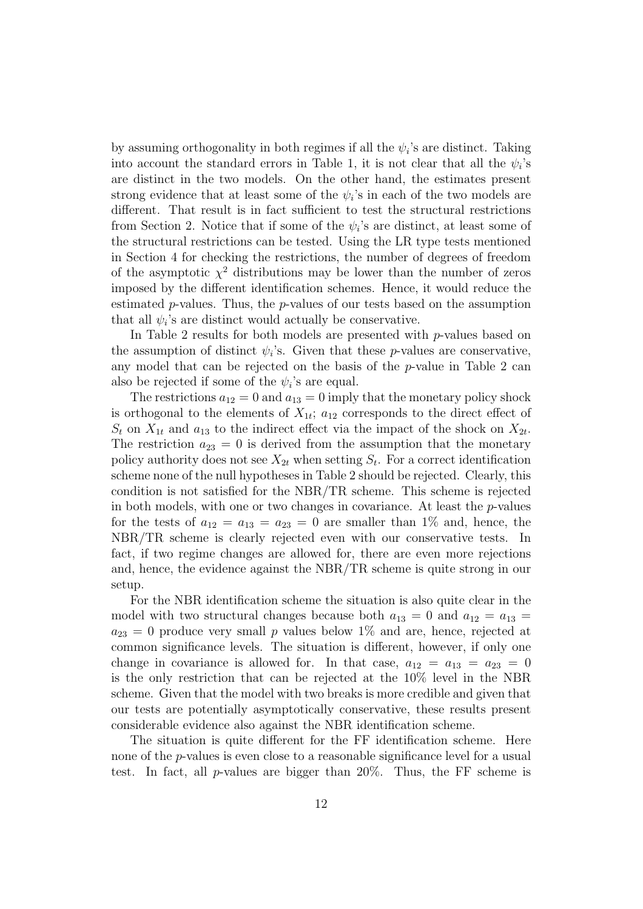by assuming orthogonality in both regimes if all the $\psi_i$'s are distinct. Taking into account the standard errors in Table 1, it is not clear that all the $\psi_i$'s are distinct in the two models. On the other hand, the estimates present strong evidence that at least some of the $\psi_i$'s in each of the two models are different. That result is in fact sufficient to test the structural restrictions from Section 2. Notice that if some of the $\psi_i$'s are distinct, at least some of the structural restrictions can be tested. Using the LR type tests mentioned in Section 4 for checking the restrictions, the number of degrees of freedom of the asymptotic $\chi^2$ distributions may be lower than the number of zeros imposed by the different identification schemes. Hence, it would reduce the estimated $p$-values. Thus, the $p$-values of our tests based on the assumption that all $\psi_i$'s are distinct would actually be conservative.

In Table 2 results for both models are presented with $p$-values based on the assumption of distinct $\psi_i$'s. Given that these $p$-values are conservative, any model that can be rejected on the basis of the $p$-value in Table 2 can also be rejected if some of the $\psi_i$'s are equal.

The restrictions $a_{12} = 0$ and $a_{13} = 0$ imply that the monetary policy shock is orthogonal to the elements of $X_{1t}$; $a_{12}$ corresponds to the direct effect of $S_t$ on $X_{1t}$ and $a_{13}$ to the indirect effect via the impact of the shock on $X_{2t}$. The restriction $a_{23} = 0$ is derived from the assumption that the monetary policy authority does not see $X_{2t}$ when setting $S_t$. For a correct identification scheme none of the null hypotheses in Table 2 should be rejected. Clearly, this condition is not satisfied for the NBR/TR scheme. This scheme is rejected in both models, with one or two changes in covariance. At least the $p$-values for the tests of $a_{12} = a_{13} = a_{23} = 0$ are smaller than 1% and, hence, the NBR/TR scheme is clearly rejected even with our conservative tests. In fact, if two regime changes are allowed for, there are even more rejections and, hence, the evidence against the NBR/TR scheme is quite strong in our setup.

For the NBR identification scheme the situation is also quite clear in the model with two structural changes because both $a_{13} = 0$ and $a_{12} = a_{13} = a_{23} = 0$ produce very small $p$ values below 1% and are, hence, rejected at common significance levels. The situation is different, however, if only one change in covariance is allowed for. In that case, $a_{12} = a_{13} = a_{23} = 0$ is the only restriction that can be rejected at the 10% level in the NBR scheme. Given that the model with two breaks is more credible and given that our tests are potentially asymptotically conservative, these results present considerable evidence also against the NBR identification scheme.

The situation is quite different for the FF identification scheme. Here none of the $p$-values is even close to a reasonable significance level for a usual test. In fact, all $p$-values are bigger than 20%. Thus, the FF scheme is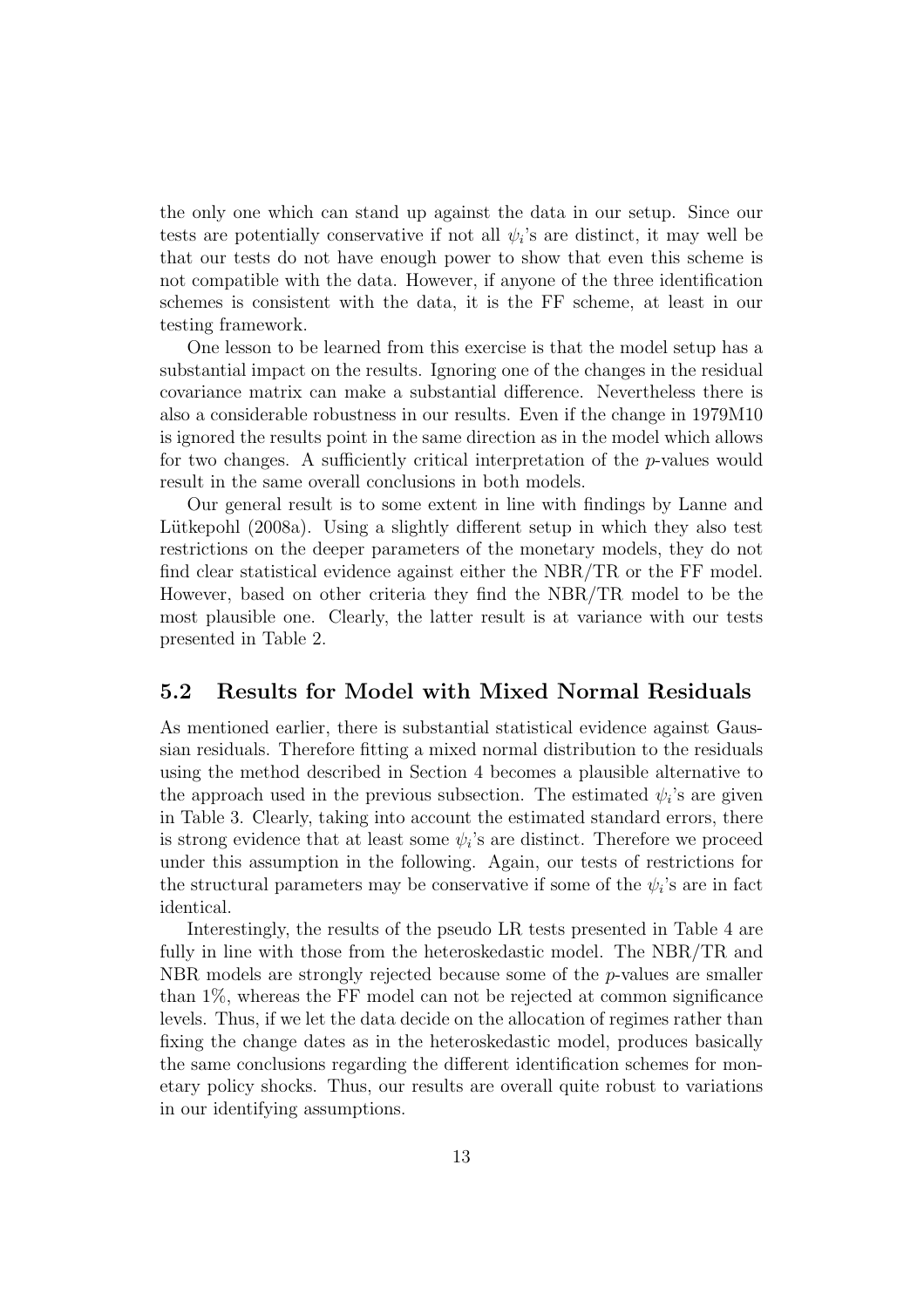the only one which can stand up against the data in our setup. Since our tests are potentially conservative if not all $\psi_i$'s are distinct, it may well be that our tests do not have enough power to show that even this scheme is not compatible with the data. However, if anyone of the three identification schemes is consistent with the data, it is the FF scheme, at least in our testing framework.

One lesson to be learned from this exercise is that the model setup has a substantial impact on the results. Ignoring one of the changes in the residual covariance matrix can make a substantial difference. Nevertheless there is also a considerable robustness in our results. Even if the change in 1979M10 is ignored the results point in the same direction as in the model which allows for two changes. A sufficiently critical interpretation of the $p$-values would result in the same overall conclusions in both models.

Our general result is to some extent in line with findings by Lanne and Lütkepohl (2008a). Using a slightly different setup in which they also test restrictions on the deeper parameters of the monetary models, they do not find clear statistical evidence against either the NBR/TR or the FF model. However, based on other criteria they find the NBR/TR model to be the most plausible one. Clearly, the latter result is at variance with our tests presented in Table 2.

## 5.2 Results for Model with Mixed Normal Residuals

As mentioned earlier, there is substantial statistical evidence against Gaussian residuals. Therefore fitting a mixed normal distribution to the residuals using the method described in Section 4 becomes a plausible alternative to the approach used in the previous subsection. The estimated $\psi_i$'s are given in Table 3. Clearly, taking into account the estimated standard errors, there is strong evidence that at least some $\psi_i$'s are distinct. Therefore we proceed under this assumption in the following. Again, our tests of restrictions for the structural parameters may be conservative if some of the $\psi_i$'s are in fact identical.

Interestingly, the results of the pseudo LR tests presented in Table 4 are fully in line with those from the heteroskedastic model. The NBR/TR and NBR models are strongly rejected because some of the $p$-values are smaller than 1%, whereas the FF model can not be rejected at common significance levels. Thus, if we let the data decide on the allocation of regimes rather than fixing the change dates as in the heteroskedastic model, produces basically the same conclusions regarding the different identification schemes for monetary policy shocks. Thus, our results are overall quite robust to variations in our identifying assumptions.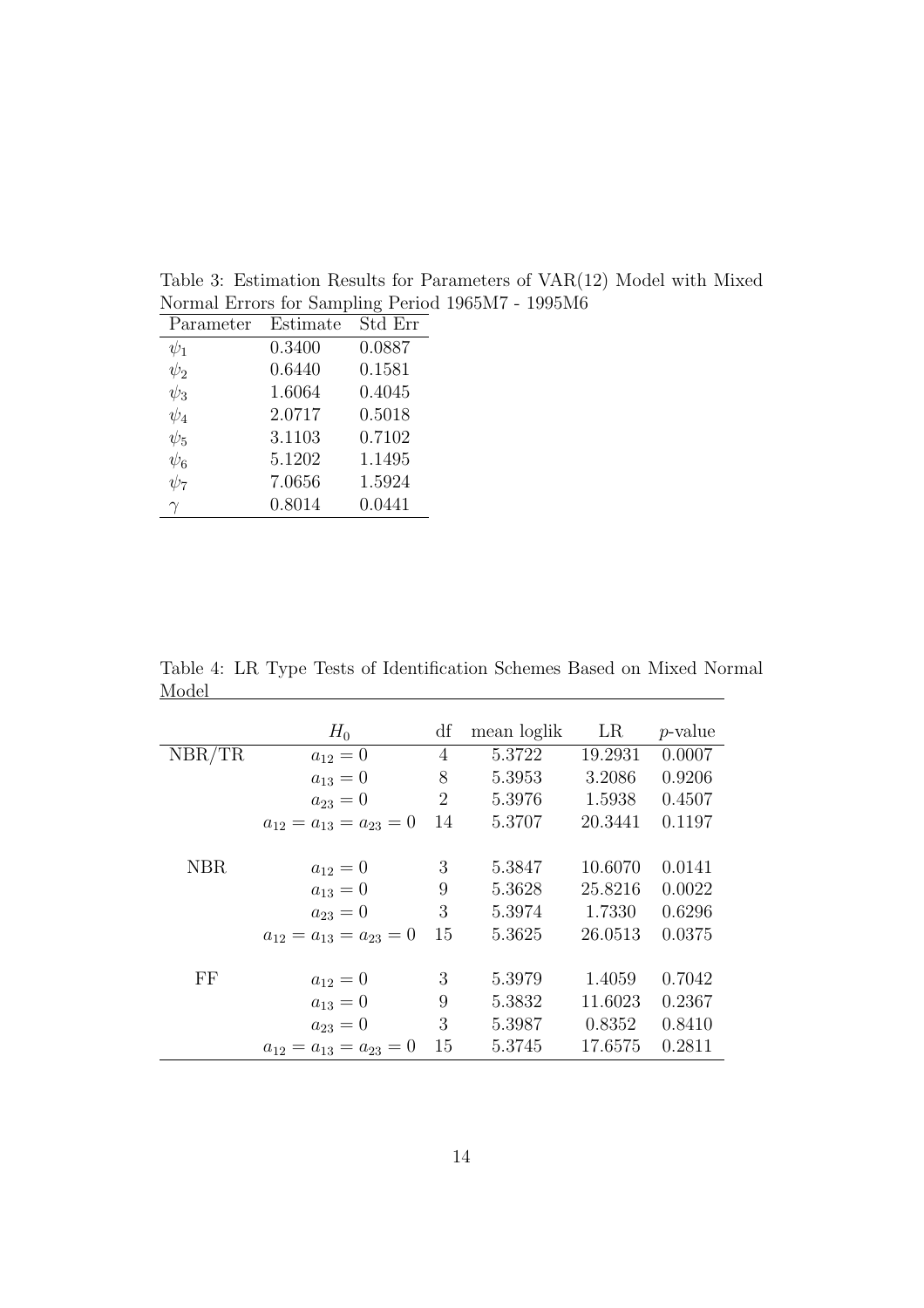Table 3: Estimation Results for Parameters of VAR(12) Model with Mixed Normal Errors for Sampling Period 1965M7 - 1995M6

| Parameter | Estimate | Std Err |
|---|---|---|
| $\psi_1$ | 0.3400 | 0.0887 |
| $\psi_2$ | 0.6440 | 0.1581 |
| $\psi_3$ | 1.6064 | 0.4045 |
| $\psi_4$ | 2.0717 | 0.5018 |
| $\psi_5$ | 3.1103 | 0.7102 |
| $\psi_6$ | 5.1202 | 1.1495 |
| $\psi_7$ | 7.0656 | 1.5924 |
| $\gamma$ | 0.8014 | 0.0441 |

Table 4: LR Type Tests of Identification Schemes Based on Mixed Normal Model

| | $H_0$ | df | mean loglik | LR | $p$-value |
|---|---|---|---|---|---|
| NBR/TR | $a_{12} = 0$ | 4 | 5.3722 | 19.2931 | 0.0007 |
| | $a_{13} = 0$ | 8 | 5.3953 | 3.2086 | 0.9206 |
| | $a_{23} = 0$ | 2 | 5.3976 | 1.5938 | 0.4507 |
| | $a_{12} = a_{13} = a_{23} = 0$ | 14 | 5.3707 | 20.3441 | 0.1197 |
| NBR | $a_{12} = 0$ | 3 | 5.3847 | 10.6070 | 0.0141 |
| | $a_{13} = 0$ | 9 | 5.3628 | 25.8216 | 0.0022 |
| | $a_{23} = 0$ | 3 | 5.3974 | 1.7330 | 0.6296 |
| | $a_{12} = a_{13} = a_{23} = 0$ | 15 | 5.3625 | 26.0513 | 0.0375 |
| FF | $a_{12} = 0$ | 3 | 5.3979 | 1.4059 | 0.7042 |
| | $a_{13} = 0$ | 9 | 5.3832 | 11.6023 | 0.2367 |
| | $a_{23} = 0$ | 3 | 5.3987 | 0.8352 | 0.8410 |
| | $a_{12} = a_{13} = a_{23} = 0$ | 15 | 5.3745 | 17.6575 | 0.2811 |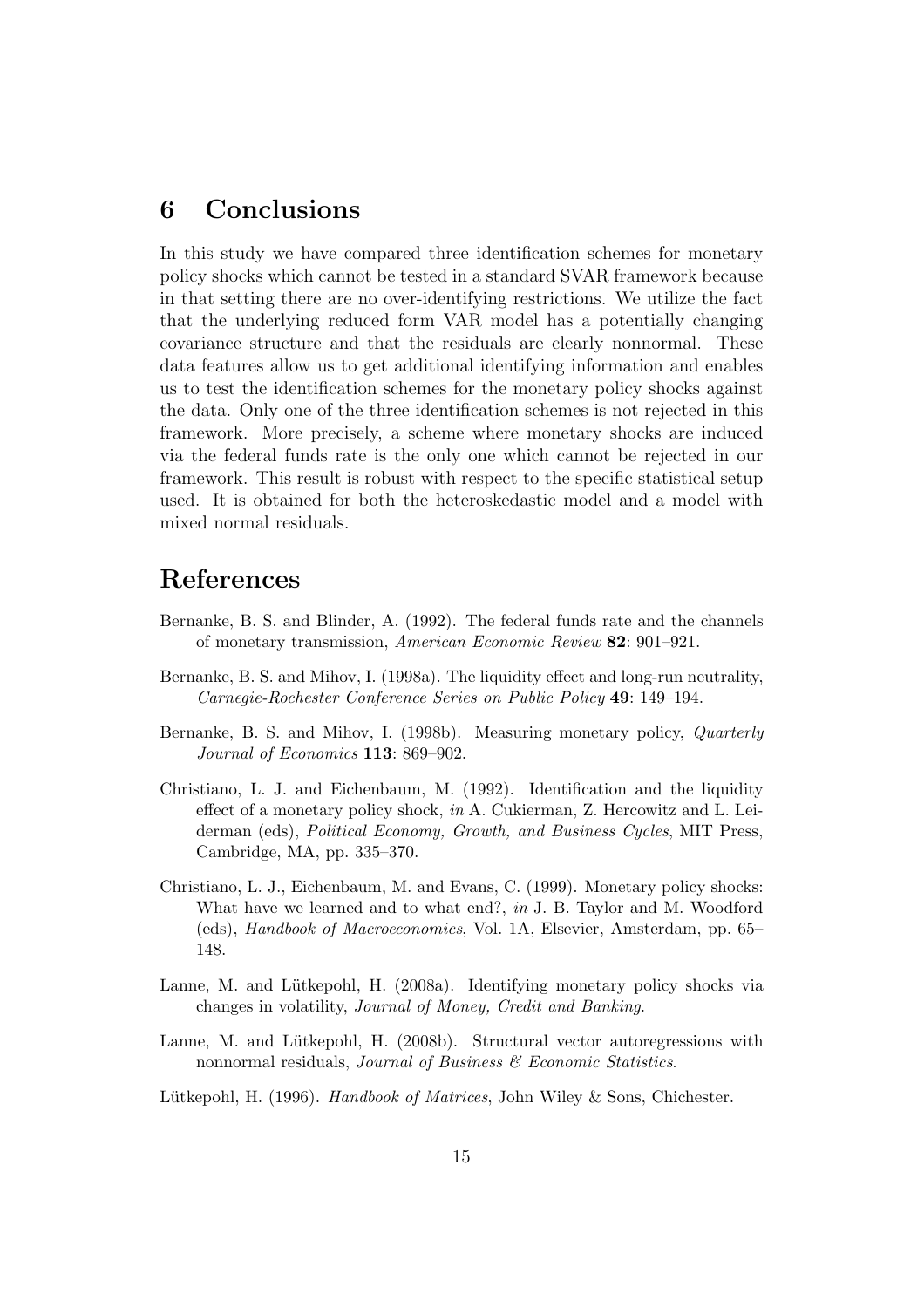# 6 Conclusions

In this study we have compared three identification schemes for monetary policy shocks which cannot be tested in a standard SVAR framework because in that setting there are no over-identifying restrictions. We utilize the fact that the underlying reduced form VAR model has a potentially changing covariance structure and that the residuals are clearly nonnormal. These data features allow us to get additional identifying information and enables us to test the identification schemes for the monetary policy shocks against the data. Only one of the three identification schemes is not rejected in this framework. More precisely, a scheme where monetary shocks are induced via the federal funds rate is the only one which cannot be rejected in our framework. This result is robust with respect to the specific statistical setup used. It is obtained for both the heteroskedastic model and a model with mixed normal residuals.

# References

Bernanke, B. S. and Blinder, A. (1992). The federal funds rate and the channels of monetary transmission, *American Economic Review* **82**: 901–921.

Bernanke, B. S. and Mihov, I. (1998a). The liquidity effect and long-run neutrality, *Carnegie-Rochester Conference Series on Public Policy* **49**: 149–194.

Bernanke, B. S. and Mihov, I. (1998b). Measuring monetary policy, *Quarterly Journal of Economics* **113**: 869–902.

Christiano, L. J. and Eichenbaum, M. (1992). Identification and the liquidity effect of a monetary policy shock, *in* A. Cukierman, Z. Hercowitz and L. Leiderman (eds), *Political Economy, Growth, and Business Cycles*, MIT Press, Cambridge, MA, pp. 335–370.

Christiano, L. J., Eichenbaum, M. and Evans, C. (1999). Monetary policy shocks: What have we learned and to what end?, *in* J. B. Taylor and M. Woodford (eds), *Handbook of Macroeconomics*, Vol. 1A, Elsevier, Amsterdam, pp. 65–148.

Lanne, M. and Lütkepohl, H. (2008a). Identifying monetary policy shocks via changes in volatility, *Journal of Money, Credit and Banking*.

Lanne, M. and Lütkepohl, H. (2008b). Structural vector autoregressions with nonnormal residuals, *Journal of Business & Economic Statistics*.

Lütkepohl, H. (1996). *Handbook of Matrices*, John Wiley & Sons, Chichester.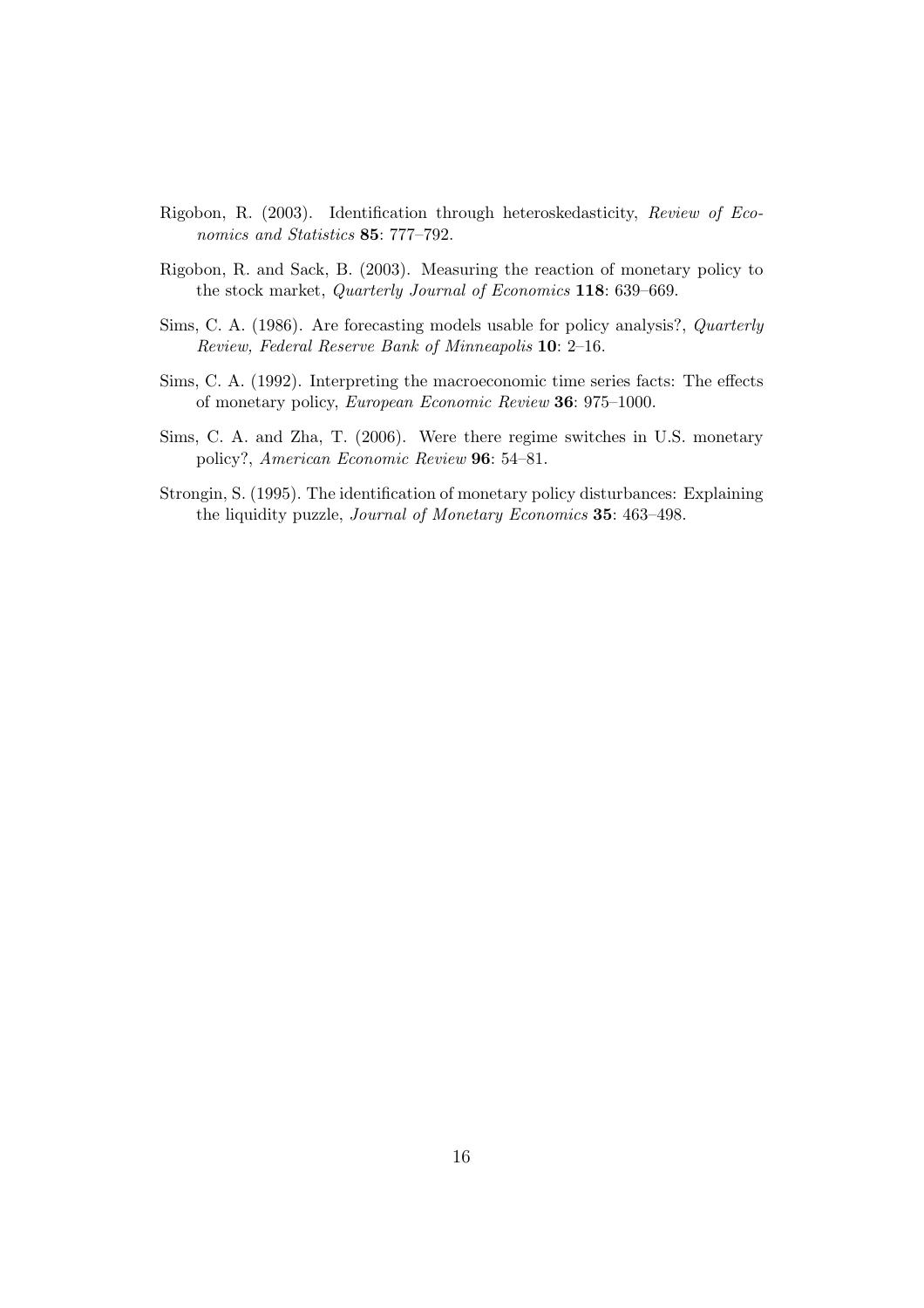Rigobon, R. (2003). Identification through heteroskedasticity, *Review of Economics and Statistics* **85**: 777–792.

Rigobon, R. and Sack, B. (2003). Measuring the reaction of monetary policy to the stock market, *Quarterly Journal of Economics* **118**: 639–669.

Sims, C. A. (1986). Are forecasting models usable for policy analysis?, *Quarterly Review, Federal Reserve Bank of Minneapolis* **10**: 2–16.

Sims, C. A. (1992). Interpreting the macroeconomic time series facts: The effects of monetary policy, *European Economic Review* **36**: 975–1000.

Sims, C. A. and Zha, T. (2006). Were there regime switches in U.S. monetary policy?, *American Economic Review* **96**: 54–81.

Strongin, S. (1995). The identification of monetary policy disturbances: Explaining the liquidity puzzle, *Journal of Monetary Economics* **35**: 463–498.